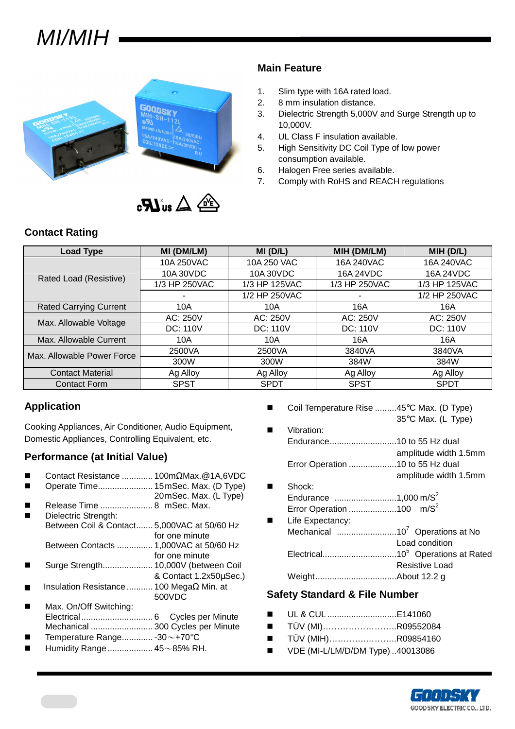# MI/MIH

## Main Feature

1. Slim type with 16A rated load.
2. 8 mm insulation distance.
3. Dielectric Strength 5,000V and Surge Strength up to 10,000V.
4. UL Class F insulation available.
5. High Sensitivity DC Coil Type of low power consumption available.
6. Halogen Free series available.
7. Comply with RoHS and REACH regulations

## Contact Rating

| Load Type | MI (DM/LM) | MI (D/L) | MIH (DM/LM) | MIH (D/L) |
|---|---|---|---|---|
| Rated Load (Resistive) | 10A 250VAC | 10A 250 VAC | 16A 240VAC | 16A 240VAC |
| | 10A 30VDC | 10A 30VDC | 16A 24VDC | 16A 24VDC |
| | 1/3 HP 250VAC | 1/3 HP 125VAC | 1/3 HP 250VAC | 1/3 HP 125VAC |
| | - | 1/2 HP 250VAC | - | 1/2 HP 250VAC |
| Rated Carrying Current | 10A | 10A | 16A | 16A |
| Max. Allowable Voltage | AC: 250V | AC: 250V | AC: 250V | AC: 250V |
| | DC: 110V | DC: 110V | DC: 110V | DC: 110V |
| Max. Allowable Current | 10A | 10A | 16A | 16A |
| Max. Allowable Power Force | 2500VA | 2500VA | 3840VA | 3840VA |
| | 300W | 300W | 384W | 384W |
| Contact Material | Ag Alloy | Ag Alloy | Ag Alloy | Ag Alloy |
| Contact Form | SPST | SPDT | SPST | SPDT |

## Application

Cooking Appliances, Air Conditioner, Audio Equipment, Domestic Appliances, Controlling Equivalent, etc.

## Performance (at Initial Value)

- Contact Resistance ............. 100mΩMax.@1A,6VDC
- Operate Time....................... 15mSec. Max. (D Type)
  20mSec. Max. (L Type)
- Release Time ...................... 8 mSec. Max.
- Dielectric Strength:
  Between Coil & Contact....... 5,000VAC at 50/60 Hz for one minute
  Between Contacts ............... 1,000VAC at 50/60 Hz for one minute
- Surge Strength..................... 10,000V (between Coil & Contact 1.2x50μSec.)
- Insulation Resistance ........... 100 MegaΩ Min. at 500VDC
- Max. On/Off Switching:
  Electrical .............................. 6 Cycles per Minute
  Mechanical .......................... 300 Cycles per Minute
- Temperature Range............. -30～+70℃
- Humidity Range ................... 45～85% RH.
- Coil Temperature Rise .........45℃ Max. (D Type)
  35℃ Max. (L Type)
- Vibration:
  Endurance............................10 to 55 Hz dual amplitude width 1.5mm
  Error Operation ....................10 to 55 Hz dual amplitude width 1.5mm
- Shock:
  Endurance ..........................1,000 $m/S^2$
  Error Operation ....................100 $m/S^2$
- Life Expectancy:
  Mechanical ........................$10^7$ Operations at No Load condition
  Electrical...............................$10^5$ Operations at Rated Resistive Load
  Weight..................................About 12.2 g

## Safety Standard & File Number

- UL & CUL .............................E141060
- TÜV (MI)……………………..R09552084
- TÜV (MIH)…………………..R09854160
- VDE (MI-L/LM/D/DM Type) ..40013086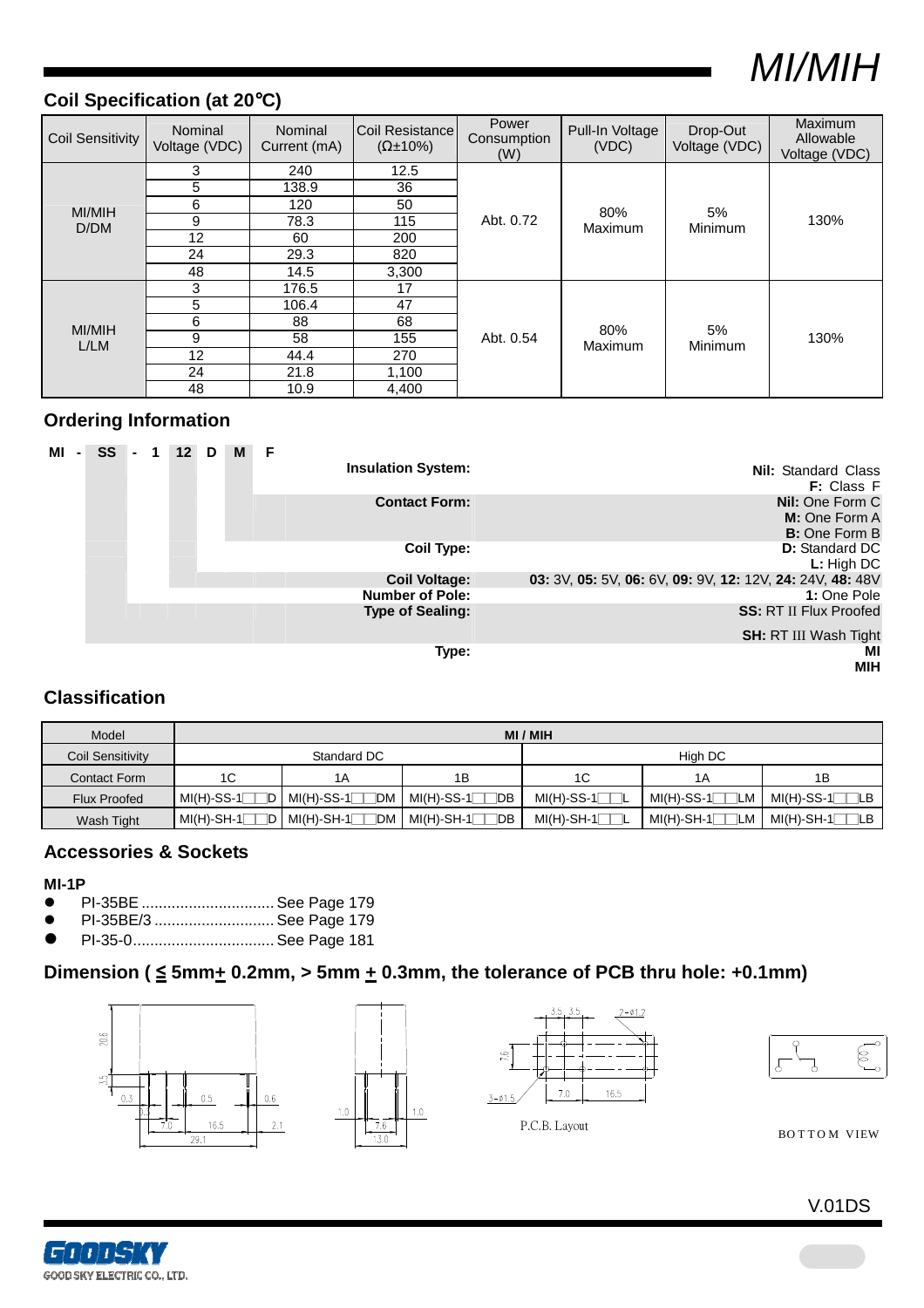# MI/MIH

## Coil Specification (at 20°C)

| Coil Sensitivity | Nominal Voltage (VDC) | Nominal Current (mA) | Coil Resistance (Ω±10%) | Power Consumption (W) | Pull-In Voltage (VDC) | Drop-Out Voltage (VDC) | Maximum Allowable Voltage (VDC) |
|---|---|---|---|---|---|---|---|
| MI/MIH D/DM | 3 | 240 | 12.5 | Abt. 0.72 | 80% Maximum | 5% Minimum | 130% |
| | 5 | 138.9 | 36 | | | | |
| | 6 | 120 | 50 | | | | |
| | 9 | 78.3 | 115 | | | | |
| | 12 | 60 | 200 | | | | |
| | 24 | 29.3 | 820 | | | | |
| | 48 | 14.5 | 3,300 | | | | |
| MI/MIH L/LM | 3 | 176.5 | 17 | Abt. 0.54 | 80% Maximum | 5% Minimum | 130% |
| | 5 | 106.4 | 47 | | | | |
| | 6 | 88 | 68 | | | | |
| | 9 | 58 | 155 | | | | |
| | 12 | 44.4 | 270 | | | | |
| | 24 | 21.8 | 1,100 | | | | |
| | 48 | 10.9 | 4,400 | | | | |

## Ordering Information

MI - SS - 1 12 D M F

**Insulation System:** **Nil:** Standard Class, **F:** Class F

**Contact Form:** **Nil:** One Form C, **M:** One Form A, **B:** One Form B

**Coil Type:** **D:** Standard DC, **L:** High DC

**Coil Voltage:** **03:** 3V, **05:** 5V, **06:** 6V, **09:** 9V, **12:** 12V, **24:** 24V, **48:** 48V

**Number of Pole:** **1:** One Pole

**Type of Sealing:** **SS:** RT II Flux Proofed, **SH:** RT III Wash Tight

**Type:** **MI**, **MIH**

## Classification

| Model | MI / MIH | | | | | |
|---|---|---|---|---|---|---|
| Coil Sensitivity | Standard DC | | | High DC | | |
| Contact Form | 1C | 1A | 1B | 1C | 1A | 1B |
| Flux Proofed | MI(H)-SS-1□□D | MI(H)-SS-1□□DM | MI(H)-SS-1□□DB | MI(H)-SS-1□□L | MI(H)-SS-1□□LM | MI(H)-SS-1□□LB |
| Wash Tight | MI(H)-SH-1□□D | MI(H)-SH-1□□DM | MI(H)-SH-1□□DB | MI(H)-SH-1□□L | MI(H)-SH-1□□LM | MI(H)-SH-1□□LB |

## Accessories & Sockets

**MI-1P**

- PI-35BE ............................... See Page 179
- PI-35BE/3 ........................... See Page 179
- PI-35-0................................ See Page 181

## Dimension ( ≤ 5mm ± 0.2mm, > 5mm ± 0.3mm, the tolerance of PCB thru hole: +0.1mm)

20.8
3.5
0.3
0.5
0.6
0.3
7.0
16.5
2.1
29.1

1.0
1.0
7.6
13.0

3.5 3.5
2-ø1.2
7.6
3-ø1.5
7.0
16.5

P.C.B. Layout

BOTTOM VIEW

V.01DS

GOODSKY
GOOD SKY ELECTRIC CO., LTD.